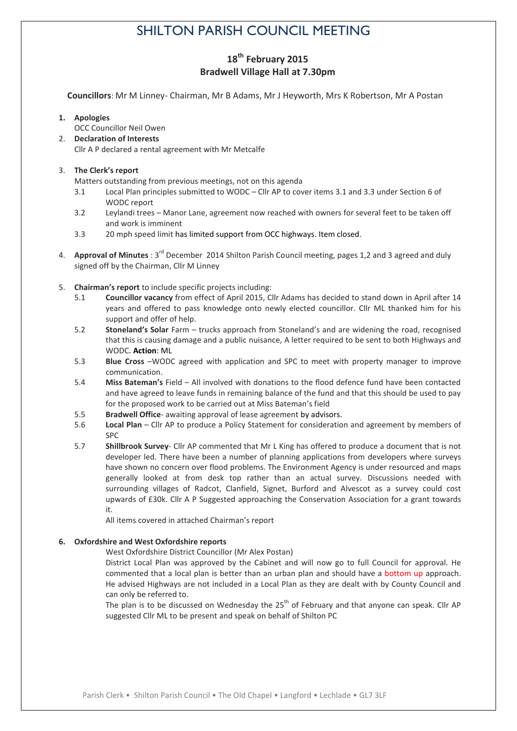# SHILTON PARISH COUNCIL MEETING

## 18th February 2015
## Bradwell Village Hall at 7.30pm

**Councillors**: Mr M Linney- Chairman, Mr B Adams, Mr J Heyworth, Mrs K Robertson, Mr A Postan

1. **Apologies**
   OCC Councillor Neil Owen
2. **Declaration of Interests**
   Cllr A P declared a rental agreement with Mr Metcalfe
3. **The Clerk's report**
   Matters outstanding from previous meetings, not on this agenda
   - 3.1 Local Plan principles submitted to WODC – Cllr AP to cover items 3.1 and 3.3 under Section 6 of WODC report
   - 3.2 Leylandi trees – Manor Lane, agreement now reached with owners for several feet to be taken off and work is imminent
   - 3.3 20 mph speed limit has limited support from OCC highways. Item closed.
4. **Approval of Minutes** : 3rd December 2014 Shilton Parish Council meeting, pages 1,2 and 3 agreed and duly signed off by the Chairman, Cllr M Linney
5. **Chairman's report** to include specific projects including:
   - 5.1 **Councillor vacancy** from effect of April 2015, Cllr Adams has decided to stand down in April after 14 years and offered to pass knowledge onto newly elected councillor. Cllr ML thanked him for his support and offer of help.
   - 5.2 **Stoneland's Solar** Farm – trucks approach from Stoneland's and are widening the road, recognised that this is causing damage and a public nuisance, A letter required to be sent to both Highways and WODC. **Action**: ML
   - 5.3 **Blue Cross** –WODC agreed with application and SPC to meet with property manager to improve communication.
   - 5.4 **Miss Bateman's** Field – All involved with donations to the flood defence fund have been contacted and have agreed to leave funds in remaining balance of the fund and that this should be used to pay for the proposed work to be carried out at Miss Bateman's field
   - 5.5 **Bradwell Office**- awaiting approval of lease agreement by advisors.
   - 5.6 **Local Plan** – Cllr AP to produce a Policy Statement for consideration and agreement by members of SPC
   - 5.7 **Shillbrook Survey**- Cllr AP commented that Mr L King has offered to produce a document that is not developer led. There have been a number of planning applications from developers where surveys have shown no concern over flood problems. The Environment Agency is under resourced and maps generally looked at from desk top rather than an actual survey. Discussions needed with surrounding villages of Radcot, Clanfield, Signet, Burford and Alvescot as a survey could cost upwards of £30k. Cllr A P Suggested approaching the Conservation Association for a grant towards it.

     All items covered in attached Chairman's report

6. **Oxfordshire and West Oxfordshire reports**

   West Oxfordshire District Councillor (Mr Alex Postan)

   District Local Plan was approved by the Cabinet and will now go to full Council for approval. He commented that a local plan is better than an urban plan and should have a bottom up approach. He advised Highways are not included in a Local Plan as they are dealt with by County Council and can only be referred to.

   The plan is to be discussed on Wednesday the 25th of February and that anyone can speak. Cllr AP suggested Cllr ML to be present and speak on behalf of Shilton PC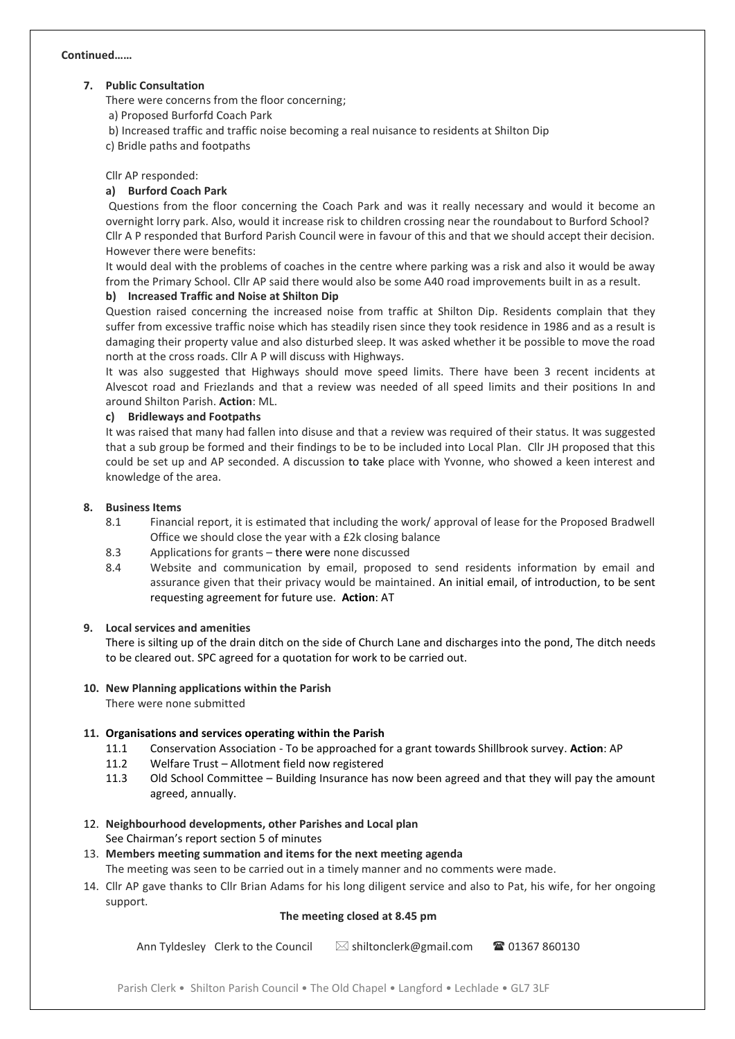**Continued……**

**7. Public Consultation**

There were concerns from the floor concerning;

a) Proposed Burforfd Coach Park

b) Increased traffic and traffic noise becoming a real nuisance to residents at Shilton Dip

c) Bridle paths and footpaths

Cllr AP responded:

**a) Burford Coach Park**

Questions from the floor concerning the Coach Park and was it really necessary and would it become an overnight lorry park. Also, would it increase risk to children crossing near the roundabout to Burford School? Cllr A P responded that Burford Parish Council were in favour of this and that we should accept their decision. However there were benefits:

It would deal with the problems of coaches in the centre where parking was a risk and also it would be away from the Primary School. Cllr AP said there would also be some A40 road improvements built in as a result.

**b) Increased Traffic and Noise at Shilton Dip**

Question raised concerning the increased noise from traffic at Shilton Dip. Residents complain that they suffer from excessive traffic noise which has steadily risen since they took residence in 1986 and as a result is damaging their property value and also disturbed sleep. It was asked whether it be possible to move the road north at the cross roads. Cllr A P will discuss with Highways.

It was also suggested that Highways should move speed limits. There have been 3 recent incidents at Alvescot road and Friezlands and that a review was needed of all speed limits and their positions In and around Shilton Parish. **Action**: ML.

**c) Bridleways and Footpaths**

It was raised that many had fallen into disuse and that a review was required of their status. It was suggested that a sub group be formed and their findings to be to be included into Local Plan. Cllr JH proposed that this could be set up and AP seconded. A discussion to take place with Yvonne, who showed a keen interest and knowledge of the area.

**8. Business Items**

8.1 Financial report, it is estimated that including the work/ approval of lease for the Proposed Bradwell Office we should close the year with a £2k closing balance

8.3 Applications for grants – there were none discussed

8.4 Website and communication by email, proposed to send residents information by email and assurance given that their privacy would be maintained. An initial email, of introduction, to be sent requesting agreement for future use. **Action**: AT

**9. Local services and amenities**

There is silting up of the drain ditch on the side of Church Lane and discharges into the pond, The ditch needs to be cleared out. SPC agreed for a quotation for work to be carried out.

**10. New Planning applications within the Parish**

There were none submitted

**11. Organisations and services operating within the Parish**

11.1 Conservation Association - To be approached for a grant towards Shillbrook survey. **Action**: AP

11.2 Welfare Trust – Allotment field now registered

11.3 Old School Committee – Building Insurance has now been agreed and that they will pay the amount agreed, annually.

12. **Neighbourhood developments, other Parishes and Local plan**
See Chairman's report section 5 of minutes

13. **Members meeting summation and items for the next meeting agenda**
The meeting was seen to be carried out in a timely manner and no comments were made.

14. Cllr AP gave thanks to Cllr Brian Adams for his long diligent service and also to Pat, his wife, for her ongoing support.

**The meeting closed at 8.45 pm**

Ann Tyldesley Clerk to the Council ✉ shiltonclerk@gmail.com ☎ 01367 860130

Parish Clerk • Shilton Parish Council • The Old Chapel • Langford • Lechlade • GL7 3LF